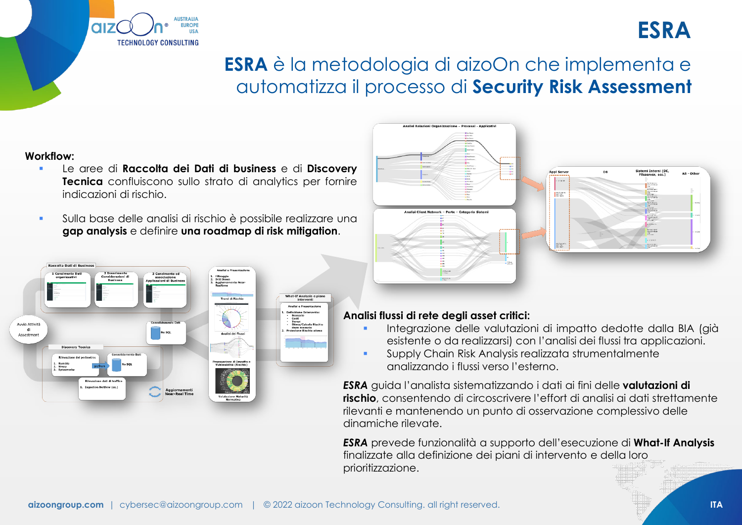# ESRA

## **ESRA** è la metodologia di aizoOn che implementa e automatizza il processo di **Security Risk Assessment**

**Workflow:**

- Le aree di **Raccolta dei Dati di business** e di **Discovery Tecnica** confluiscono sullo strato di analytics per fornire indicazioni di rischio.
- Sulla base delle analisi di rischio è possibile realizzare una **gap analysis** e definire **una roadmap di risk mitigation**.

**Analisi flussi di rete degli asset critici:**

- Integrazione delle valutazioni di impatto dedotte dalla BIA (già esistente o da realizzarsi) con l'analisi dei flussi tra applicazioni.
- Supply Chain Risk Analysis realizzata strumentalmente analizzando i flussi verso l'esterno.

***ESRA*** guida l'analista sistematizzando i dati ai fini delle **valutazioni di rischio**, consentendo di circoscrivere l'effort di analisi ai dati strettamente rilevanti e mantenendo un punto di osservazione complessivo delle dinamiche rilevate.

***ESRA*** prevede funzionalità a supporto dell'esecuzione di **What-If Analysis** finalizzate alla definizione dei piani di intervento e della loro prioritizzazione.

aizoongroup.com | cybersec@aizoongroup.com | © 2022 aizoon Technology Consulting. all right reserved.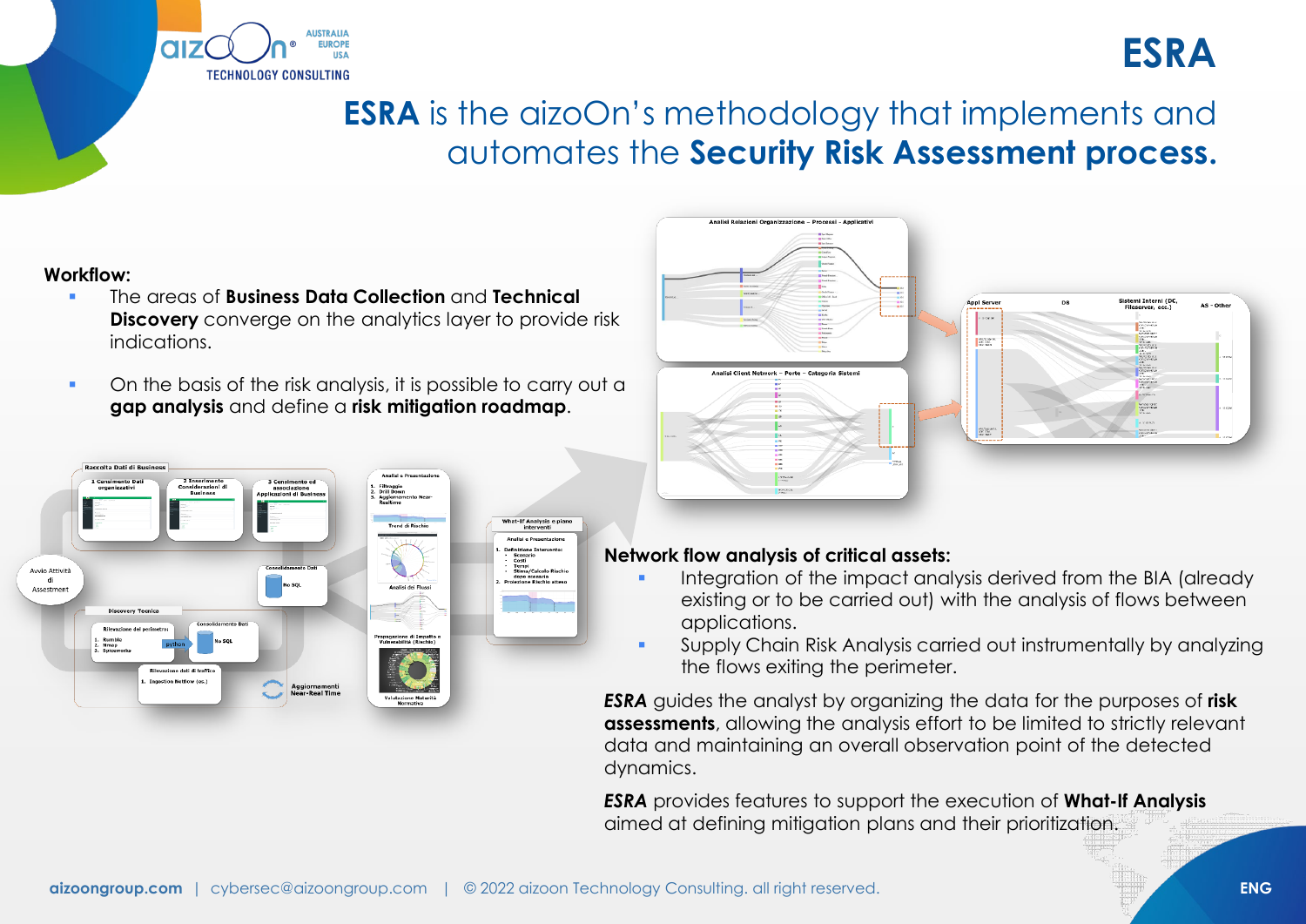# ESRA

**ESRA** is the aizoOn's methodology that implements and automates the **Security Risk Assessment process.**

**Workflow:**

- The areas of **Business Data Collection** and **Technical Discovery** converge on the analytics layer to provide risk indications.
- On the basis of the risk analysis, it is possible to carry out a **gap analysis** and define a **risk mitigation roadmap**.

**Network flow analysis of critical assets:**

- Integration of the impact analysis derived from the BIA (already existing or to be carried out) with the analysis of flows between applications.
- Supply Chain Risk Analysis carried out instrumentally by analyzing the flows exiting the perimeter.

***ESRA*** guides the analyst by organizing the data for the purposes of **risk assessments**, allowing the analysis effort to be limited to strictly relevant data and maintaining an overall observation point of the detected dynamics.

***ESRA*** provides features to support the execution of **What-If Analysis** aimed at defining mitigation plans and their prioritization.

**aizoongroup.com** | cybersec@aizoongroup.com | © 2022 aizoon Technology Consulting. all right reserved.